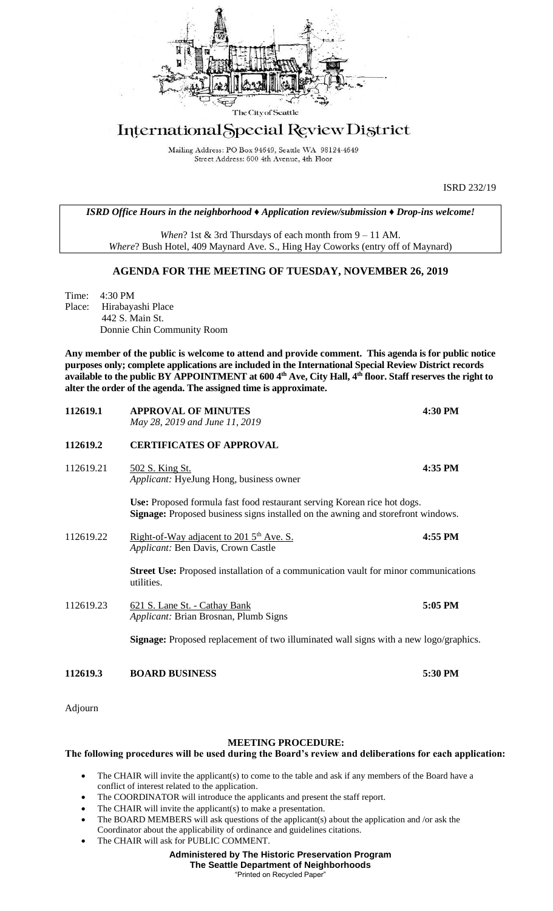The City of Seattle

# International Special Review District

Mailing Address: PO Box 94649, Seattle WA 98124-4649
Street Address: 600 4th Avenue, 4th Floor

ISRD 232/19

***ISRD Office Hours in the neighborhood ♦ Application review/submission ♦ Drop-ins welcome!***

*When*? 1st & 3rd Thursdays of each month from 9 – 11 AM.
*Where*? Bush Hotel, 409 Maynard Ave. S., Hing Hay Coworks (entry off of Maynard)

## AGENDA FOR THE MEETING OF TUESDAY, NOVEMBER 26, 2019

Time: 4:30 PM
Place: Hirabayashi Place
442 S. Main St.
Donnie Chin Community Room

**Any member of the public is welcome to attend and provide comment. This agenda is for public notice purposes only; complete applications are included in the International Special Review District records available to the public BY APPOINTMENT at 600 4th Ave, City Hall, 4th floor. Staff reserves the right to alter the order of the agenda. The assigned time is approximate.**

**112619.1 APPROVAL OF MINUTES** **4:30 PM**
*May 28, 2019 and June 11, 2019*

**112619.2 CERTIFICATES OF APPROVAL**

112619.21 502 S. King St. **4:35 PM**
*Applicant:* HyeJung Hong, business owner

**Use:** Proposed formula fast food restaurant serving Korean rice hot dogs.
**Signage:** Proposed business signs installed on the awning and storefront windows.

112619.22 Right-of-Way adjacent to 201 5th Ave. S. **4:55 PM**
*Applicant:* Ben Davis, Crown Castle

**Street Use:** Proposed installation of a communication vault for minor communications utilities.

112619.23 621 S. Lane St. - Cathay Bank **5:05 PM**
*Applicant:* Brian Brosnan, Plumb Signs

**Signage:** Proposed replacement of two illuminated wall signs with a new logo/graphics.

**112619.3 BOARD BUSINESS** **5:30 PM**

Adjourn

### MEETING PROCEDURE:

**The following procedures will be used during the Board's review and deliberations for each application:**

- The CHAIR will invite the applicant(s) to come to the table and ask if any members of the Board have a conflict of interest related to the application.
- The COORDINATOR will introduce the applicants and present the staff report.
- The CHAIR will invite the applicant(s) to make a presentation.
- The BOARD MEMBERS will ask questions of the applicant(s) about the application and /or ask the Coordinator about the applicability of ordinance and guidelines citations.
- The CHAIR will ask for PUBLIC COMMENT.

**Administered by The Historic Preservation Program**
**The Seattle Department of Neighborhoods**
"Printed on Recycled Paper"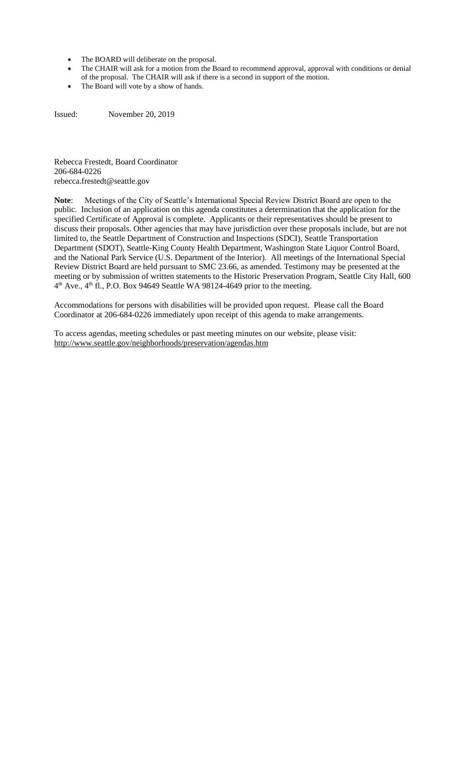- The BOARD will deliberate on the proposal.
- The CHAIR will ask for a motion from the Board to recommend approval, approval with conditions or denial of the proposal. The CHAIR will ask if there is a second in support of the motion.
- The Board will vote by a show of hands.

Issued: November 20, 2019

Rebecca Frestedt, Board Coordinator
206-684-0226
rebecca.frestedt@seattle.gov

**Note**: Meetings of the City of Seattle's International Special Review District Board are open to the public. Inclusion of an application on this agenda constitutes a determination that the application for the specified Certificate of Approval is complete. Applicants or their representatives should be present to discuss their proposals. Other agencies that may have jurisdiction over these proposals include, but are not limited to, the Seattle Department of Construction and Inspections (SDCI), Seattle Transportation Department (SDOT), Seattle-King County Health Department, Washington State Liquor Control Board, and the National Park Service (U.S. Department of the Interior). All meetings of the International Special Review District Board are held pursuant to SMC 23.66, as amended. Testimony may be presented at the meeting or by submission of written statements to the Historic Preservation Program, Seattle City Hall, 600 4th Ave., 4th fl., P.O. Box 94649 Seattle WA 98124-4649 prior to the meeting.

Accommodations for persons with disabilities will be provided upon request. Please call the Board Coordinator at 206-684-0226 immediately upon receipt of this agenda to make arrangements.

To access agendas, meeting schedules or past meeting minutes on our website, please visit: http://www.seattle.gov/neighborhoods/preservation/agendas.htm